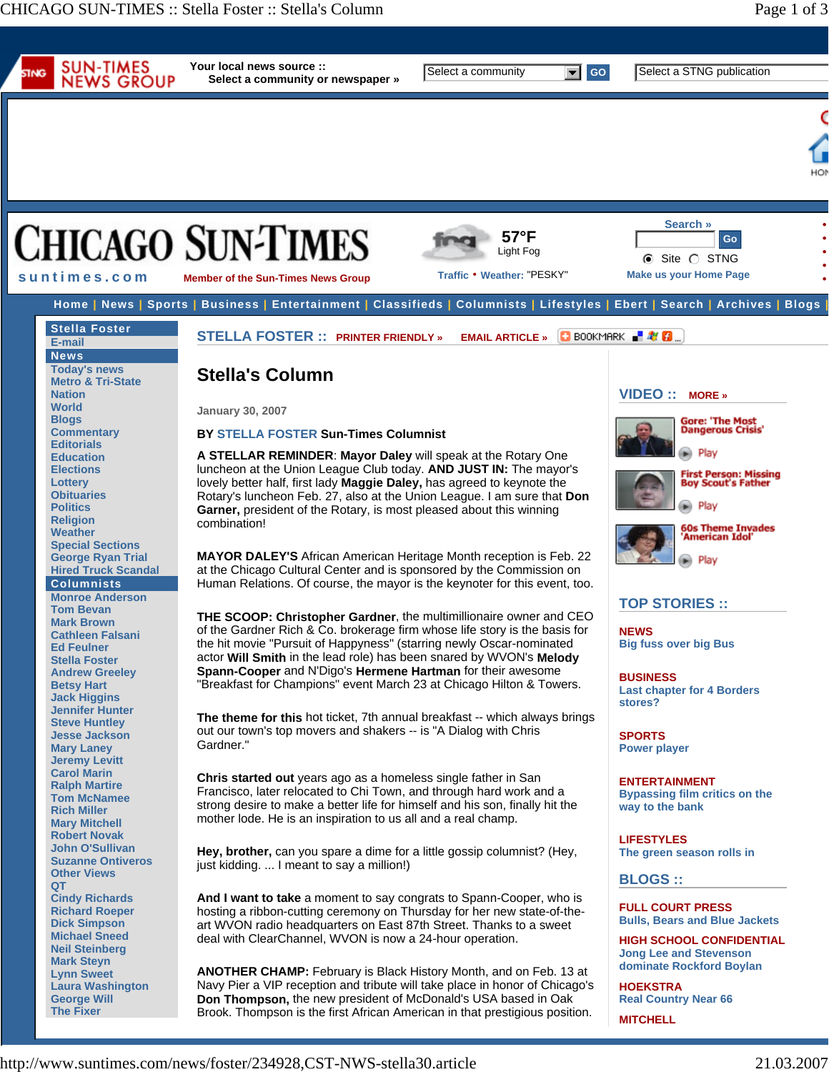# Stella's Column

January 30, 2007

BY STELLA FOSTER Sun-Times Columnist

**A STELLAR REMINDER**: **Mayor Daley** will speak at the Rotary One luncheon at the Union League Club today. **AND JUST IN:** The mayor's lovely better half, first lady **Maggie Daley,** has agreed to keynote the Rotary's luncheon Feb. 27, also at the Union League. I am sure that **Don Garner,** president of the Rotary, is most pleased about this winning combination!

**MAYOR DALEY'S** African American Heritage Month reception is Feb. 22 at the Chicago Cultural Center and is sponsored by the Commission on Human Relations. Of course, the mayor is the keynoter for this event, too.

**THE SCOOP: Christopher Gardner**, the multimillionaire owner and CEO of the Gardner Rich & Co. brokerage firm whose life story is the basis for the hit movie "Pursuit of Happyness" (starring newly Oscar-nominated actor **Will Smith** in the lead role) has been snared by WVON's **Melody Spann-Cooper** and N'Digo's **Hermene Hartman** for their awesome "Breakfast for Champions" event March 23 at Chicago Hilton & Towers.

**The theme for this** hot ticket, 7th annual breakfast -- which always brings out our town's top movers and shakers -- is "A Dialog with Chris Gardner."

**Chris started out** years ago as a homeless single father in San Francisco, later relocated to Chi Town, and through hard work and a strong desire to make a better life for himself and his son, finally hit the mother lode. He is an inspiration to us all and a real champ.

**Hey, brother,** can you spare a dime for a little gossip columnist? (Hey, just kidding. ... I meant to say a million!)

**And I want to take** a moment to say congrats to Spann-Cooper, who is hosting a ribbon-cutting ceremony on Thursday for her new state-of-the-art WVON radio headquarters on East 87th Street. Thanks to a sweet deal with ClearChannel, WVON is now a 24-hour operation.

**ANOTHER CHAMP:** February is Black History Month, and on Feb. 13 at Navy Pier a VIP reception and tribute will take place in honor of Chicago's **Don Thompson,** the new president of McDonald's USA based in Oak Brook. Thompson is the first African American in that prestigious position.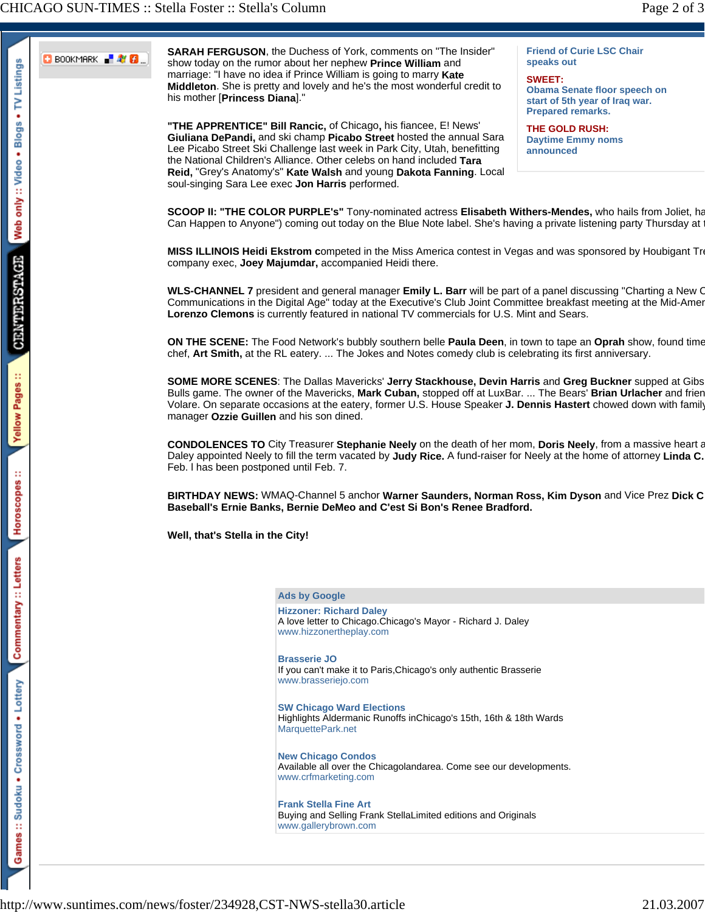**SARAH FERGUSON**, the Duchess of York, comments on "The Insider" show today on the rumor about her nephew **Prince William** and marriage: "I have no idea if Prince William is going to marry **Kate Middleton**. She is pretty and lovely and he's the most wonderful credit to his mother [**Princess Diana**]."

**"THE APPRENTICE" Bill Rancic,** of Chicago, his fiancee, E! News' **Giuliana DePandi,** and ski champ **Picabo Street** hosted the annual Sara Lee Picabo Street Ski Challenge last week in Park City, Utah, benefitting the National Children's Alliance. Other celebs on hand included **Tara Reid,** "Grey's Anatomy's" **Kate Walsh** and young **Dakota Fanning**. Local soul-singing Sara Lee exec **Jon Harris** performed.

Friend of Curie LSC Chair speaks out

**SWEET:**
Obama Senate floor speech on start of 5th year of Iraq war. Prepared remarks.

**THE GOLD RUSH:**
Daytime Emmy noms announced

**SCOOP II: "THE COLOR PURPLE's"** Tony-nominated actress **Elisabeth Withers-Mendes,** who hails from Joliet, ha Can Happen to Anyone") coming out today on the Blue Note label. She's having a private listening party Thursday at t

**MISS ILLINOIS Heidi Ekstrom c**ompeted in the Miss America contest in Vegas and was sponsored by Houbigant Tre company exec, **Joey Majumdar,** accompanied Heidi there.

**WLS-CHANNEL 7** president and general manager **Emily L. Barr** will be part of a panel discussing "Charting a New C Communications in the Digital Age" today at the Executive's Club Joint Committee breakfast meeting at the Mid-Amer **Lorenzo Clemons** is currently featured in national TV commercials for U.S. Mint and Sears.

**ON THE SCENE:** The Food Network's bubbly southern belle **Paula Deen**, in town to tape an **Oprah** show, found time chef, **Art Smith,** at the RL eatery. ... The Jokes and Notes comedy club is celebrating its first anniversary.

**SOME MORE SCENES**: The Dallas Mavericks' **Jerry Stackhouse, Devin Harris** and **Greg Buckner** supped at Gibs Bulls game. The owner of the Mavericks, **Mark Cuban,** stopped off at LuxBar. ... The Bears' **Brian Urlacher** and frien Volare. On separate occasions at the eatery, former U.S. House Speaker **J. Dennis Hastert** chowed down with family manager **Ozzie Guillen** and his son dined.

**CONDOLENCES TO** City Treasurer **Stephanie Neely** on the death of her mom, **Doris Neely**, from a massive heart a Daley appointed Neely to fill the term vacated by **Judy Rice.** A fund-raiser for Neely at the home of attorney **Linda C.** Feb. l has been postponed until Feb. 7.

**BIRTHDAY NEWS:** WMAQ-Channel 5 anchor **Warner Saunders, Norman Ross, Kim Dyson** and Vice Prez **Dick C Baseball's Ernie Banks, Bernie DeMeo and C'est Si Bon's Renee Bradford.**

**Well, that's Stella in the City!**

**Ads by Google**

**Hizzoner: Richard Daley**
A love letter to Chicago.Chicago's Mayor - Richard J. Daley
www.hizzonertheplay.com

**Brasserie JO**
If you can't make it to Paris,Chicago's only authentic Brasserie
www.brasseriejo.com

**SW Chicago Ward Elections**
Highlights Aldermanic Runoffs inChicago's 15th, 16th & 18th Wards
MarquettePark.net

**New Chicago Condos**
Available all over the Chicagolandarea. Come see our developments.
www.crfmarketing.com

**Frank Stella Fine Art**
Buying and Selling Frank StellaLimited editions and Originals
www.gallerybrown.com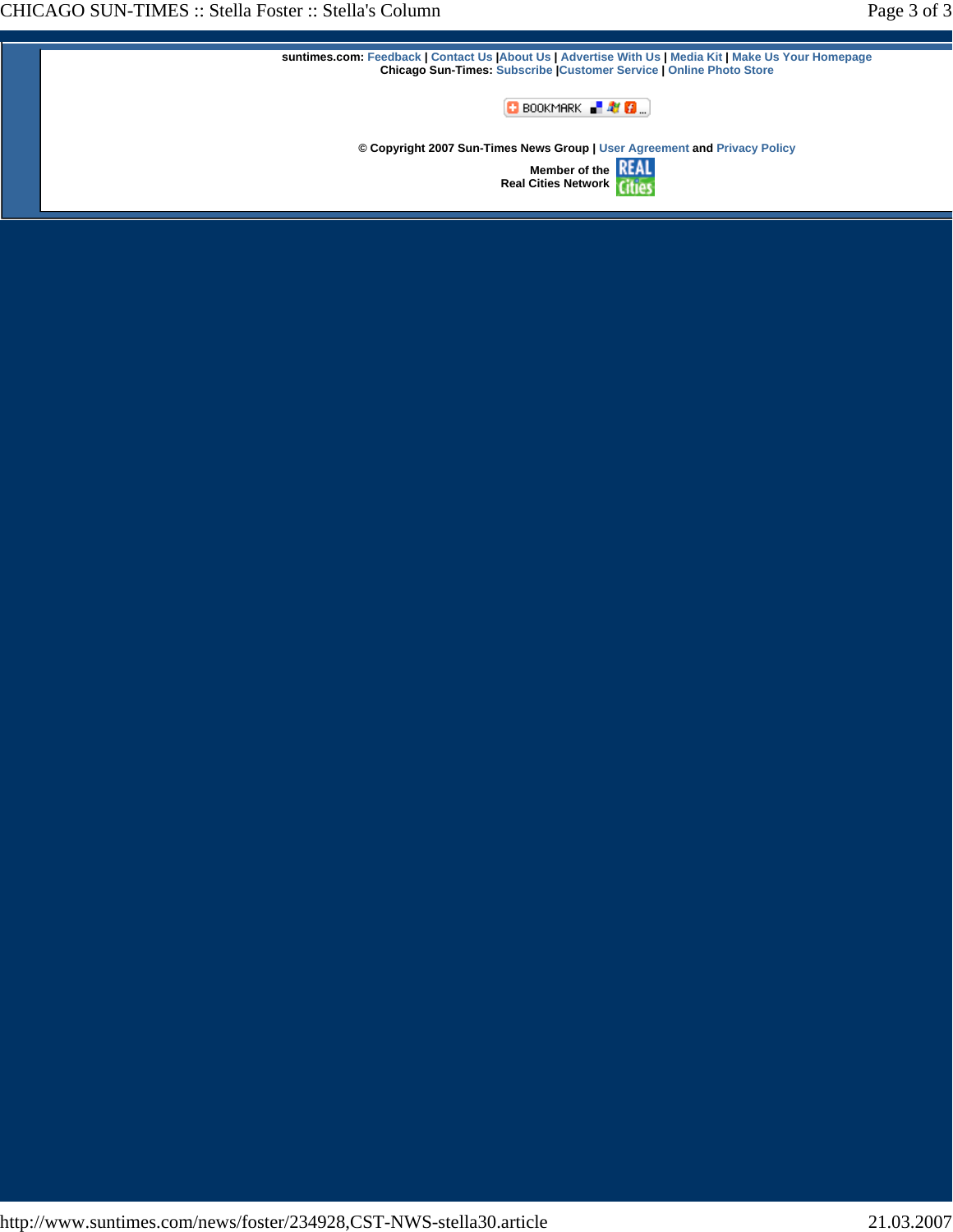suntimes.com: Feedback | Contact Us |About Us | Advertise With Us | Media Kit | Make Us Your Homepage
Chicago Sun-Times: Subscribe |Customer Service | Online Photo Store

BOOKMARK

© Copyright 2007 Sun-Times News Group | User Agreement and Privacy Policy

Member of the Real Cities Network